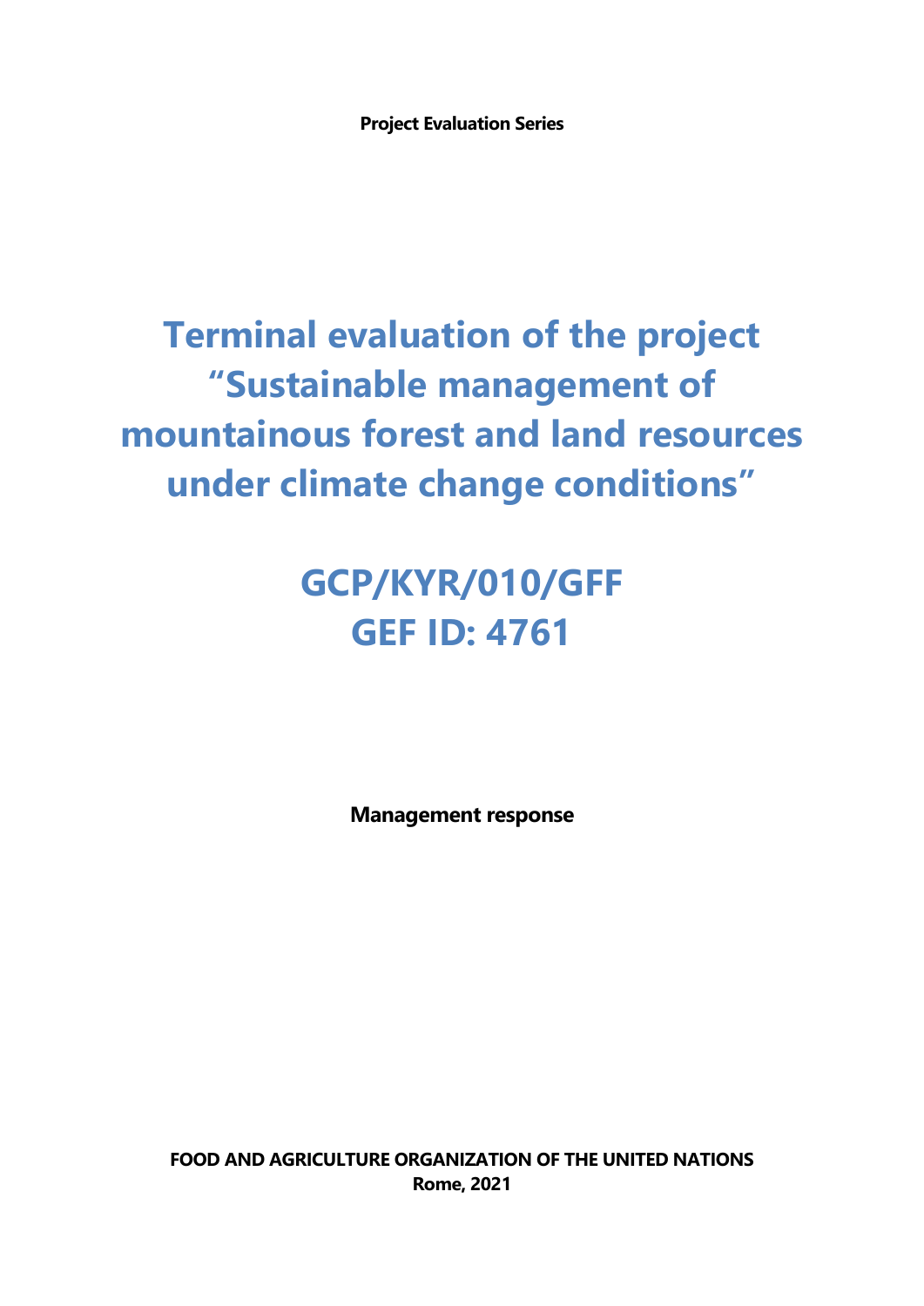**Project Evaluation Series**

# Terminal evaluation of the project "Sustainable management of mountainous forest and land resources under climate change conditions"

# GCP/KYR/010/GFF
# GEF ID: 4761

**Management response**

**FOOD AND AGRICULTURE ORGANIZATION OF THE UNITED NATIONS**
**Rome, 2021**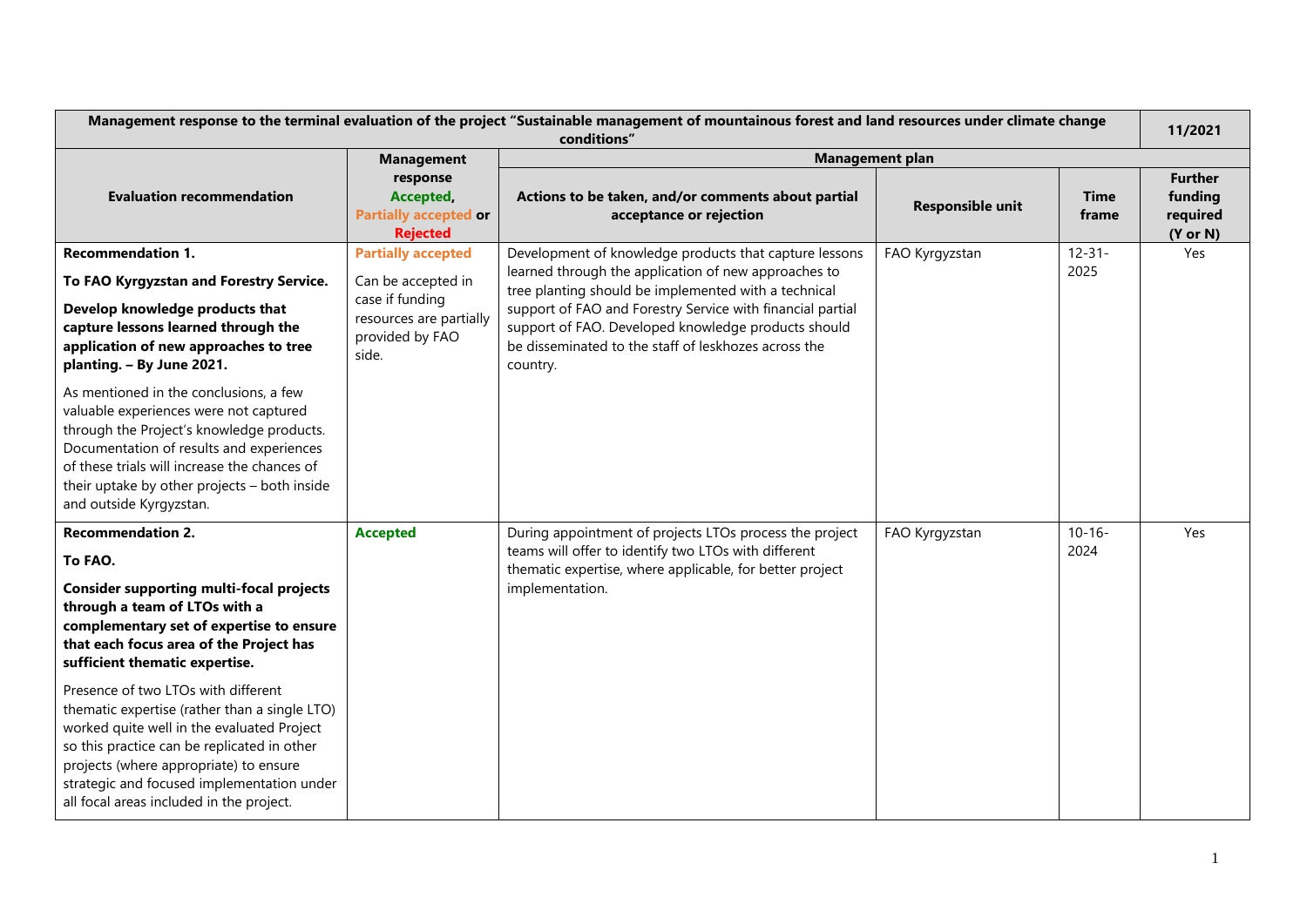| Management response to the terminal evaluation of the project "Sustainable management of mountainous forest and land resources under climate change conditions" | | | | | 11/2021 |
|---|---|---|---|---|---|
| **Evaluation recommendation** | **Management response Accepted, Partially accepted or Rejected** | **Management plan** | | | |
| | | **Actions to be taken, and/or comments about partial acceptance or rejection** | **Responsible unit** | **Time frame** | **Further funding required (Y or N)** |
| **Recommendation 1.**<br><br>**To FAO Kyrgyzstan and Forestry Service.**<br><br>**Develop knowledge products that capture lessons learned through the application of new approaches to tree planting. – By June 2021.**<br><br>As mentioned in the conclusions, a few valuable experiences were not captured through the Project's knowledge products. Documentation of results and experiences of these trials will increase the chances of their uptake by other projects – both inside and outside Kyrgyzstan. | **Partially accepted**<br><br>Can be accepted in case if funding resources are partially provided by FAO side. | Development of knowledge products that capture lessons learned through the application of new approaches to tree planting should be implemented with a technical support of FAO and Forestry Service with financial partial support of FAO. Developed knowledge products should be disseminated to the staff of leskhozes across the country. | FAO Kyrgyzstan | 12-31-2025 | Yes |
| **Recommendation 2.**<br><br>**To FAO.**<br><br>**Consider supporting multi-focal projects through a team of LTOs with a complementary set of expertise to ensure that each focus area of the Project has sufficient thematic expertise.**<br><br>Presence of two LTOs with different thematic expertise (rather than a single LTO) worked quite well in the evaluated Project so this practice can be replicated in other projects (where appropriate) to ensure strategic and focused implementation under all focal areas included in the project. | **Accepted** | During appointment of projects LTOs process the project teams will offer to identify two LTOs with different thematic expertise, where applicable, for better project implementation. | FAO Kyrgyzstan | 10-16-2024 | Yes |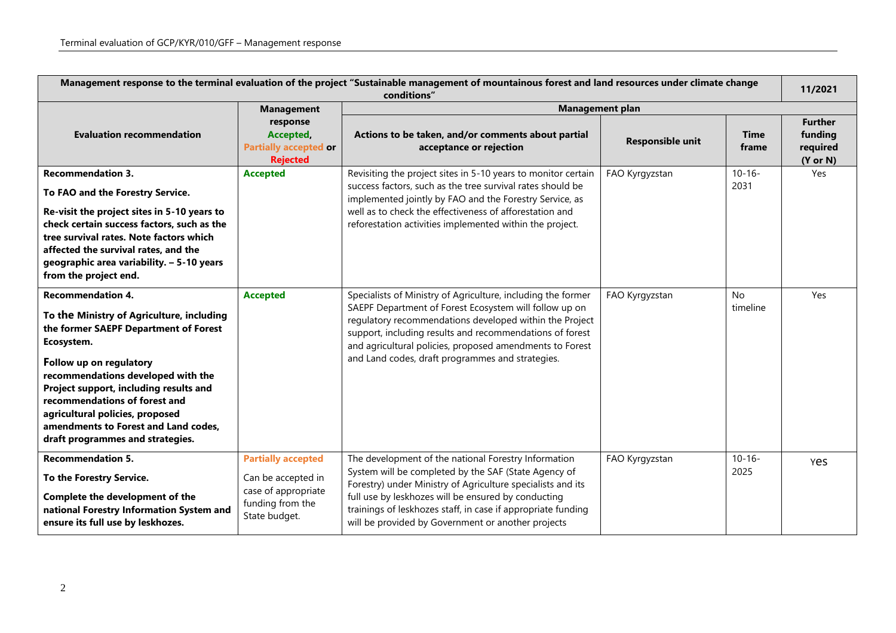| Management response to the terminal evaluation of the project "Sustainable management of mountainous forest and land resources under climate change conditions" | | | | | 11/2021 |
|---|---|---|---|---|---|
| **Evaluation recommendation** | **Management response Accepted, Partially accepted or Rejected** | **Management plan** | | | |
| | | **Actions to be taken, and/or comments about partial acceptance or rejection** | **Responsible unit** | **Time frame** | **Further funding required (Y or N)** |
| **Recommendation 3.** **To FAO and the Forestry Service.** **Re-visit the project sites in 5-10 years to check certain success factors, such as the tree survival rates. Note factors which affected the survival rates, and the geographic area variability. – 5-10 years from the project end.** | **Accepted** | Revisiting the project sites in 5-10 years to monitor certain success factors, such as the tree survival rates should be implemented jointly by FAO and the Forestry Service, as well as to check the effectiveness of afforestation and reforestation activities implemented within the project. | FAO Kyrgyzstan | 10-16-2031 | Yes |
| **Recommendation 4.** **To the Ministry of Agriculture, including the former SAEPF Department of Forest Ecosystem.** **Follow up on regulatory recommendations developed with the Project support, including results and recommendations of forest and agricultural policies, proposed amendments to Forest and Land codes, draft programmes and strategies.** | **Accepted** | Specialists of Ministry of Agriculture, including the former SAEPF Department of Forest Ecosystem will follow up on regulatory recommendations developed within the Project support, including results and recommendations of forest and agricultural policies, proposed amendments to Forest and Land codes, draft programmes and strategies. | FAO Kyrgyzstan | No timeline | Yes |
| **Recommendation 5.** **To the Forestry Service.** **Complete the development of the national Forestry Information System and ensure its full use by leskhozes.** | **Partially accepted** Can be accepted in case of appropriate funding from the State budget. | The development of the national Forestry Information System will be completed by the SAF (State Agency of Forestry) under Ministry of Agriculture specialists and its full use by leskhozes will be ensured by conducting trainings of leskhozes staff, in case if appropriate funding will be provided by Government or another projects | FAO Kyrgyzstan | 10-16-2025 | Yes |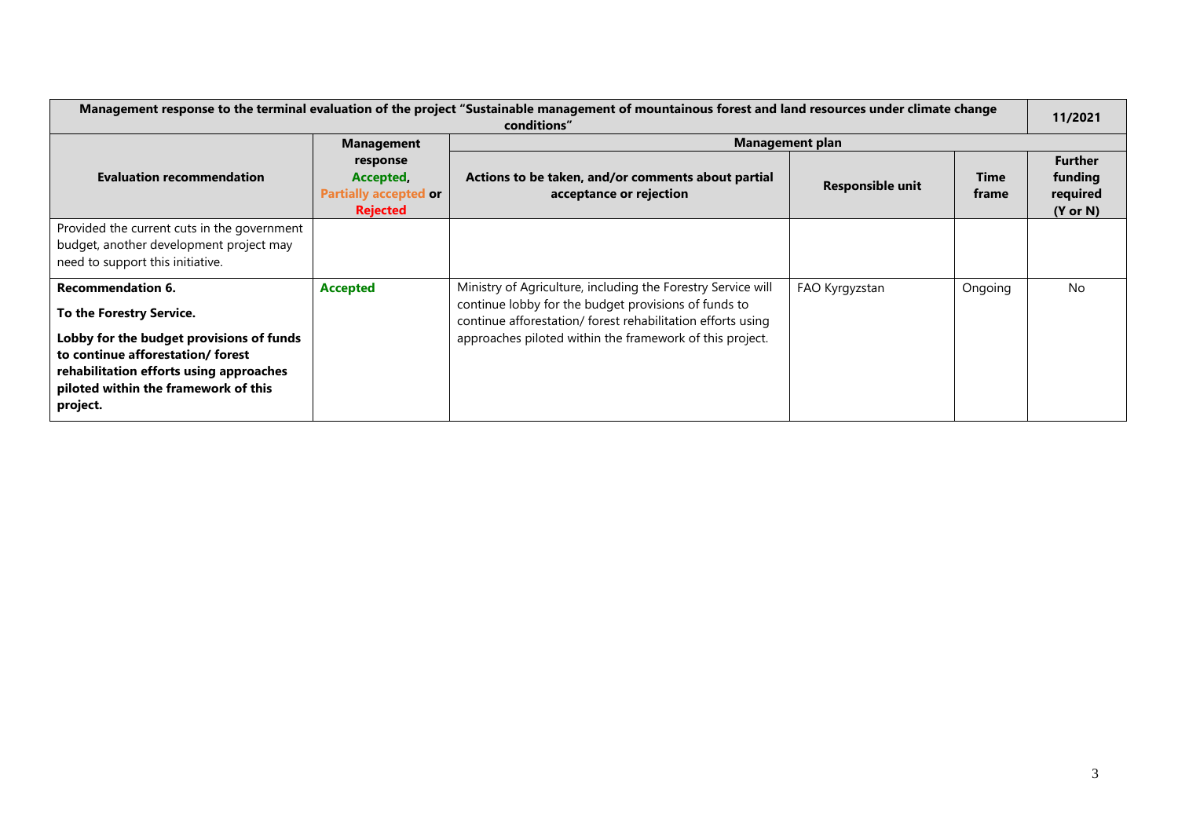| Management response to the terminal evaluation of the project "Sustainable management of mountainous forest and land resources under climate change conditions" | | | | | 11/2021 |
|---|---|---|---|---|---|
| **Evaluation recommendation** | **Management response Accepted, Partially accepted or Rejected** | **Management plan** | | | |
| | | **Actions to be taken, and/or comments about partial acceptance or rejection** | **Responsible unit** | **Time frame** | **Further funding required (Y or N)** |
| Provided the current cuts in the government budget, another development project may need to support this initiative. | | | | | |
| **Recommendation 6.** **To the Forestry Service.** **Lobby for the budget provisions of funds to continue afforestation/ forest rehabilitation efforts using approaches piloted within the framework of this project.** | **Accepted** | Ministry of Agriculture, including the Forestry Service will continue lobby for the budget provisions of funds to continue afforestation/ forest rehabilitation efforts using approaches piloted within the framework of this project. | FAO Kyrgyzstan | Ongoing | No |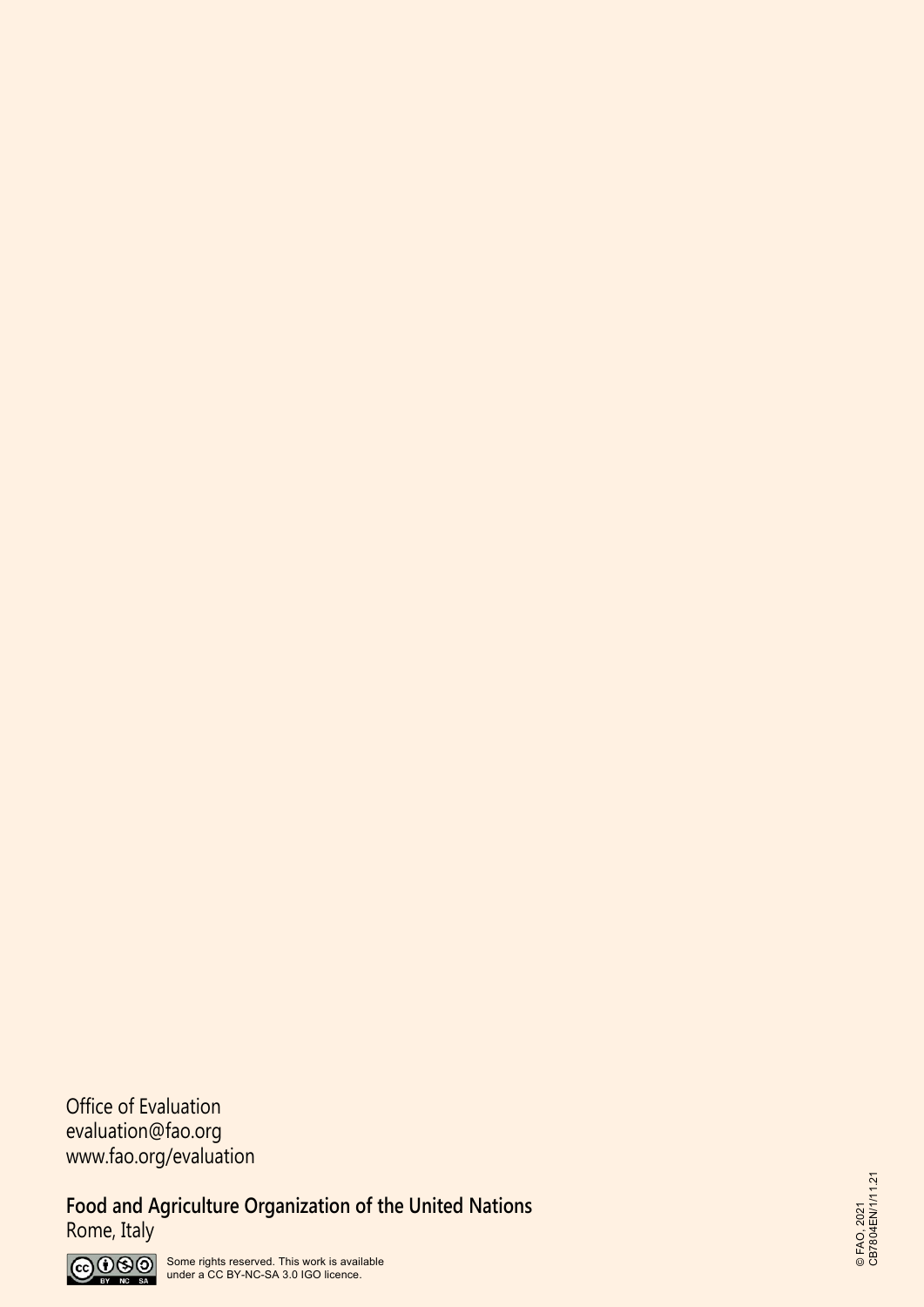Office of Evaluation
evaluation@fao.org
www.fao.org/evaluation

**Food and Agriculture Organization of the United Nations**
Rome, Italy

Some rights reserved. This work is available under a CC BY-NC-SA 3.0 IGO licence.

© FAO, 2021
CB7804EN/1/11.21